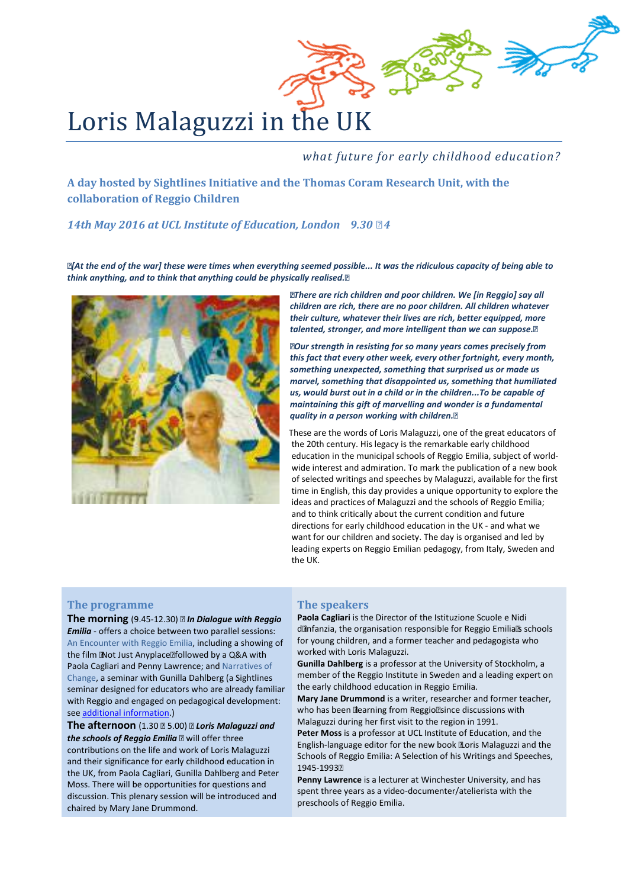# Loris Malaguzzi in the UK

*what future for early childhood education?*

**A day hosted by Sightlines Initiative and the Thomas Coram Research Unit, with the collaboration of Reggio Children**

***14th May 2016 at UCL Institute of Education, London 9.30 – 4***

***"[At the end of the war] these were times when everything seemed possible... It was the ridiculous capacity of being able to think anything, and to think that anything could be physically realised."***

***"There are rich children and poor children. We [in Reggio] say all children are rich, there are no poor children. All children whatever their culture, whatever their lives are rich, better equipped, more talented, stronger, and more intelligent than we can suppose."***

***"Our strength in resisting for so many years comes precisely from this fact that every other week, every other fortnight, every month, something unexpected, something that surprised us or made us marvel, something that disappointed us, something that humiliated us, would burst out in a child or in the children...To be capable of maintaining this gift of marvelling and wonder is a fundamental quality in a person working with children."***

These are the words of Loris Malaguzzi, one of the great educators of the 20th century. His legacy is the remarkable early childhood education in the municipal schools of Reggio Emilia, subject of world-wide interest and admiration. To mark the publication of a new book of selected writings and speeches by Malaguzzi, available for the first time in English, this day provides a unique opportunity to explore the ideas and practices of Malaguzzi and the schools of Reggio Emilia; and to think critically about the current condition and future directions for early childhood education in the UK - and what we want for our children and society. The day is organised and led by leading experts on Reggio Emilian pedagogy, from Italy, Sweden and the UK.

## The programme

**The morning** (9.45-12.30) – ***In Dialogue with Reggio Emilia*** - offers a choice between two parallel sessions: An Encounter with Reggio Emilia, including a showing of the film "Not Just Anyplace" followed by a Q&A with Paola Cagliari and Penny Lawrence; and Narratives of Change, a seminar with Gunilla Dahlberg (a Sightlines seminar designed for educators who are already familiar with Reggio and engaged on pedagogical development: see additional information.)

**The afternoon** (1.30 – 5.00) – ***Loris Malaguzzi and the schools of Reggio Emilia*** – will offer three contributions on the life and work of Loris Malaguzzi and their significance for early childhood education in the UK, from Paola Cagliari, Gunilla Dahlberg and Peter Moss. There will be opportunities for questions and discussion. This plenary session will be introduced and chaired by Mary Jane Drummond.

## The speakers

**Paola Cagliari** is the Director of the Istituzione Scuole e Nidi d'Infanzia, the organisation responsible for Reggio Emilia's schools for young children, and a former teacher and pedagogista who worked with Loris Malaguzzi.

**Gunilla Dahlberg** is a professor at the University of Stockholm, a member of the Reggio Institute in Sweden and a leading expert on the early childhood education in Reggio Emilia.

**Mary Jane Drummond** is a writer, researcher and former teacher, who has been 'learning from Reggio' since discussions with Malaguzzi during her first visit to the region in 1991.

**Peter Moss** is a professor at UCL Institute of Education, and the English-language editor for the new book 'Loris Malaguzzi and the Schools of Reggio Emilia: A Selection of his Writings and Speeches, 1945-1993'

**Penny Lawrence** is a lecturer at Winchester University, and has spent three years as a video-documenter/atelierista with the preschools of Reggio Emilia.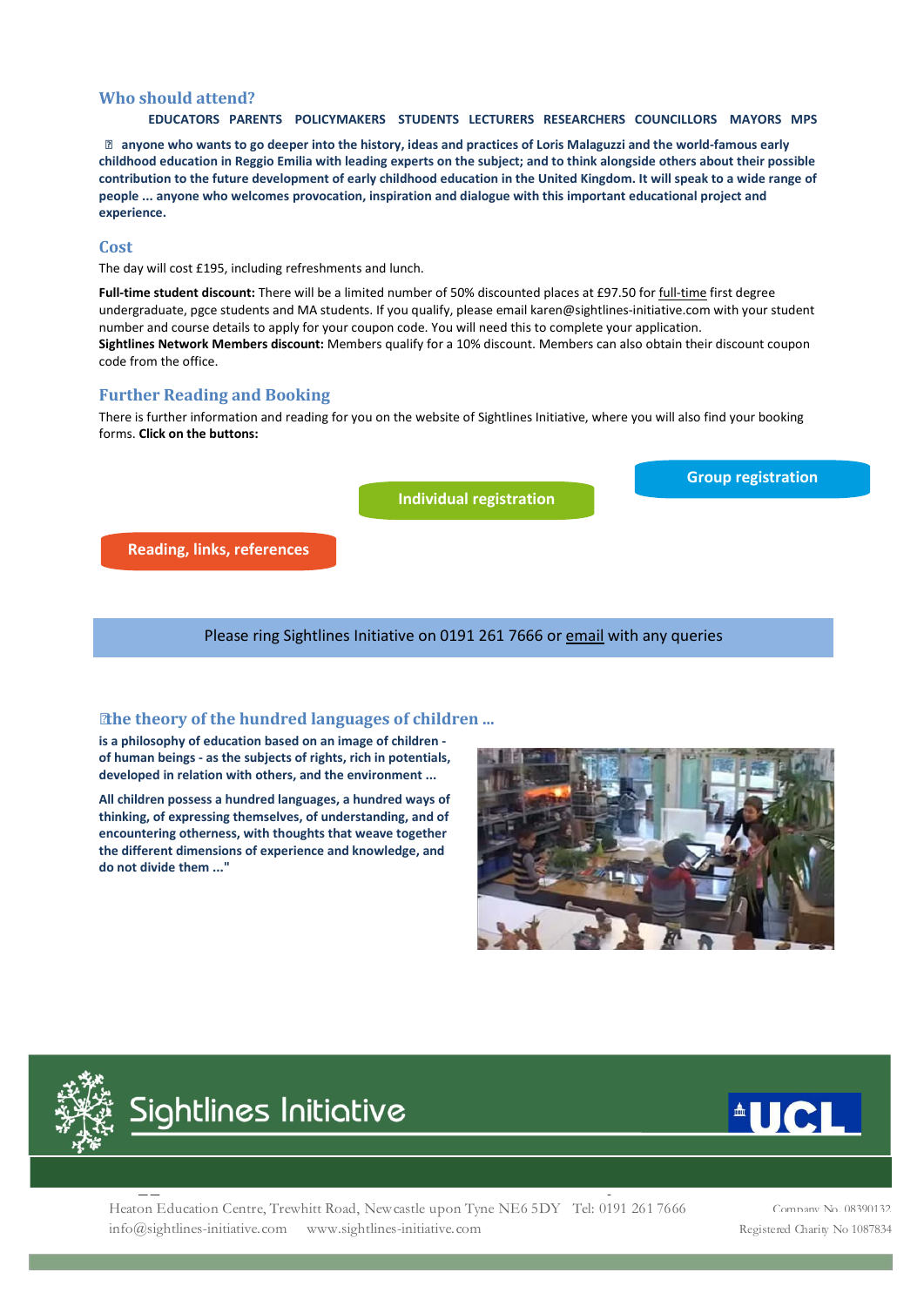## Who should attend?

**EDUCATORS PARENTS POLICYMAKERS STUDENTS LECTURERS RESEARCHERS COUNCILLORS MAYORS MPS**

**anyone who wants to go deeper into the history, ideas and practices of Loris Malaguzzi and the world-famous early childhood education in Reggio Emilia with leading experts on the subject; and to think alongside others about their possible contribution to the future development of early childhood education in the United Kingdom. It will speak to a wide range of people ... anyone who welcomes provocation, inspiration and dialogue with this important educational project and experience.**

## Cost

The day will cost £195, including refreshments and lunch.

**Full-time student discount:** There will be a limited number of 50% discounted places at £97.50 for full-time first degree undergraduate, pgce students and MA students. If you qualify, please email karen@sightlines-initiative.com with your student number and course details to apply for your coupon code. You will need this to complete your application.
**Sightlines Network Members discount:** Members qualify for a 10% discount. Members can also obtain their discount coupon code from the office.

## Further Reading and Booking

There is further information and reading for you on the website of Sightlines Initiative, where you will also find your booking forms. **Click on the buttons:**

Group registration

Individual registration

Reading, links, references

Please ring Sightlines Initiative on 0191 261 7666 or email with any queries

## the theory of the hundred languages of children ...

**is a philosophy of education based on an image of children - of human beings - as the subjects of rights, rich in potentials, developed in relation with others, and the environment ...**

**All children possess a hundred languages, a hundred ways of thinking, of expressing themselves, of understanding, and of encountering otherness, with thoughts that weave together the different dimensions of experience and knowledge, and do not divide them ..."**

Sightlines Initiative

UCL

Heaton Education Centre, Trewhitt Road, Newcastle upon Tyne NE6 5DY Tel: 0191 261 7666
info@sightlines-initiative.com www.sightlines-initiative.com

Company No. 08390132
Registered Charity No 1087834